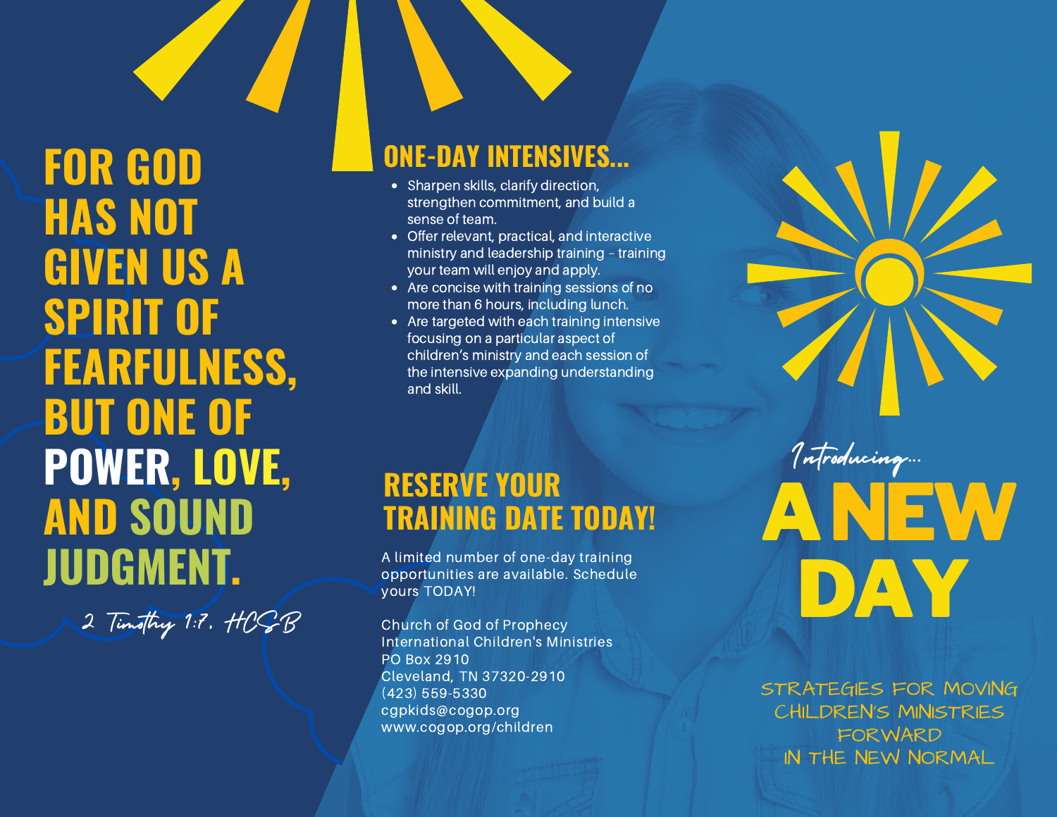# FOR GOD HAS NOT GIVEN US A SPIRIT OF FEARFULNESS, BUT ONE OF POWER, LOVE, AND SOUND JUDGMENT.

*2 Timothy 1:7, HCSB*

## ONE-DAY INTENSIVES...

- Sharpen skills, clarify direction, strengthen commitment, and build a sense of team.
- Offer relevant, practical, and interactive ministry and leadership training – training your team will enjoy and apply.
- Are concise with training sessions of no more than 6 hours, including lunch.
- Are targeted with each training intensive focusing on a particular aspect of children's ministry and each session of the intensive expanding understanding and skill.

## RESERVE YOUR TRAINING DATE TODAY!

A limited number of one-day training opportunities are available. Schedule yours TODAY!

Church of God of Prophecy
International Children's Ministries
PO Box 2910
Cleveland, TN 37320-2910
(423) 559-5330
cgpkids@cogop.org
www.cogop.org/children

*Introducing...*

# A NEW DAY

STRATEGIES FOR MOVING CHILDREN'S MINISTRIES FORWARD IN THE NEW NORMAL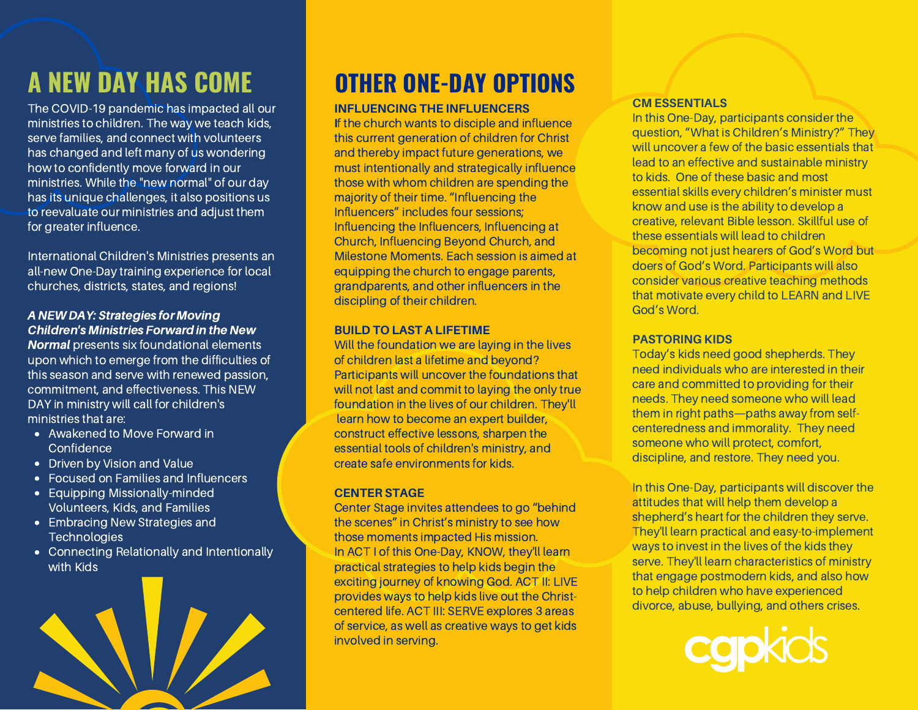# A NEW DAY HAS COME

The COVID-19 pandemic has impacted all our ministries to children. The way we teach kids, serve families, and connect with volunteers has changed and left many of us wondering how to confidently move forward in our ministries. While the "new normal" of our day has its unique challenges, it also positions us to reevaluate our ministries and adjust them for greater influence.

International Children's Ministries presents an all-new One-Day training experience for local churches, districts, states, and regions!

***A NEW DAY: Strategies for Moving Children's Ministries Forward in the New Normal*** presents six foundational elements upon which to emerge from the difficulties of this season and serve with renewed passion, commitment, and effectiveness. This NEW DAY in ministry will call for children's ministries that are:

- Awakened to Move Forward in Confidence
- Driven by Vision and Value
- Focused on Families and Influencers
- Equipping Missionally-minded Volunteers, Kids, and Families
- Embracing New Strategies and Technologies
- Connecting Relationally and Intentionally with Kids

# OTHER ONE-DAY OPTIONS

### INFLUENCING THE INFLUENCERS

If the church wants to disciple and influence this current generation of children for Christ and thereby impact future generations, we must intentionally and strategically influence those with whom children are spending the majority of their time. "Influencing the Influencers" includes four sessions; Influencing the Influencers, Influencing at Church, Influencing Beyond Church, and Milestone Moments. Each session is aimed at equipping the church to engage parents, grandparents, and other influencers in the discipling of their children.

### BUILD TO LAST A LIFETIME

Will the foundation we are laying in the lives of children last a lifetime and beyond? Participants will uncover the foundations that will not last and commit to laying the only true foundation in the lives of our children. They'll learn how to become an expert builder, construct effective lessons, sharpen the essential tools of children's ministry, and create safe environments for kids.

### CENTER STAGE

Center Stage invites attendees to go "behind the scenes" in Christ's ministry to see how those moments impacted His mission. In ACT I of this One-Day, KNOW, they'll learn practical strategies to help kids begin the exciting journey of knowing God. ACT II: LIVE provides ways to help kids live out the Christ-centered life. ACT III: SERVE explores 3 areas of service, as well as creative ways to get kids involved in serving.

### CM ESSENTIALS

In this One-Day, participants consider the question, "What is Children's Ministry?" They will uncover a few of the basic essentials that lead to an effective and sustainable ministry to kids. One of these basic and most essential skills every children's minister must know and use is the ability to develop a creative, relevant Bible lesson. Skillful use of these essentials will lead to children becoming not just hearers of God's Word but doers of God's Word. Participants will also consider various creative teaching methods that motivate every child to LEARN and LIVE God's Word.

### PASTORING KIDS

Today's kids need good shepherds. They need individuals who are interested in their care and committed to providing for their needs. They need someone who will lead them in right paths—paths away from self-centeredness and immorality. They need someone who will protect, comfort, discipline, and restore. They need you.

In this One-Day, participants will discover the attitudes that will help them develop a shepherd's heart for the children they serve. They'll learn practical and easy-to-implement ways to invest in the lives of the kids they serve. They'll learn characteristics of ministry that engage postmodern kids, and also how to help children who have experienced divorce, abuse, bullying, and others crises.

cgpkids